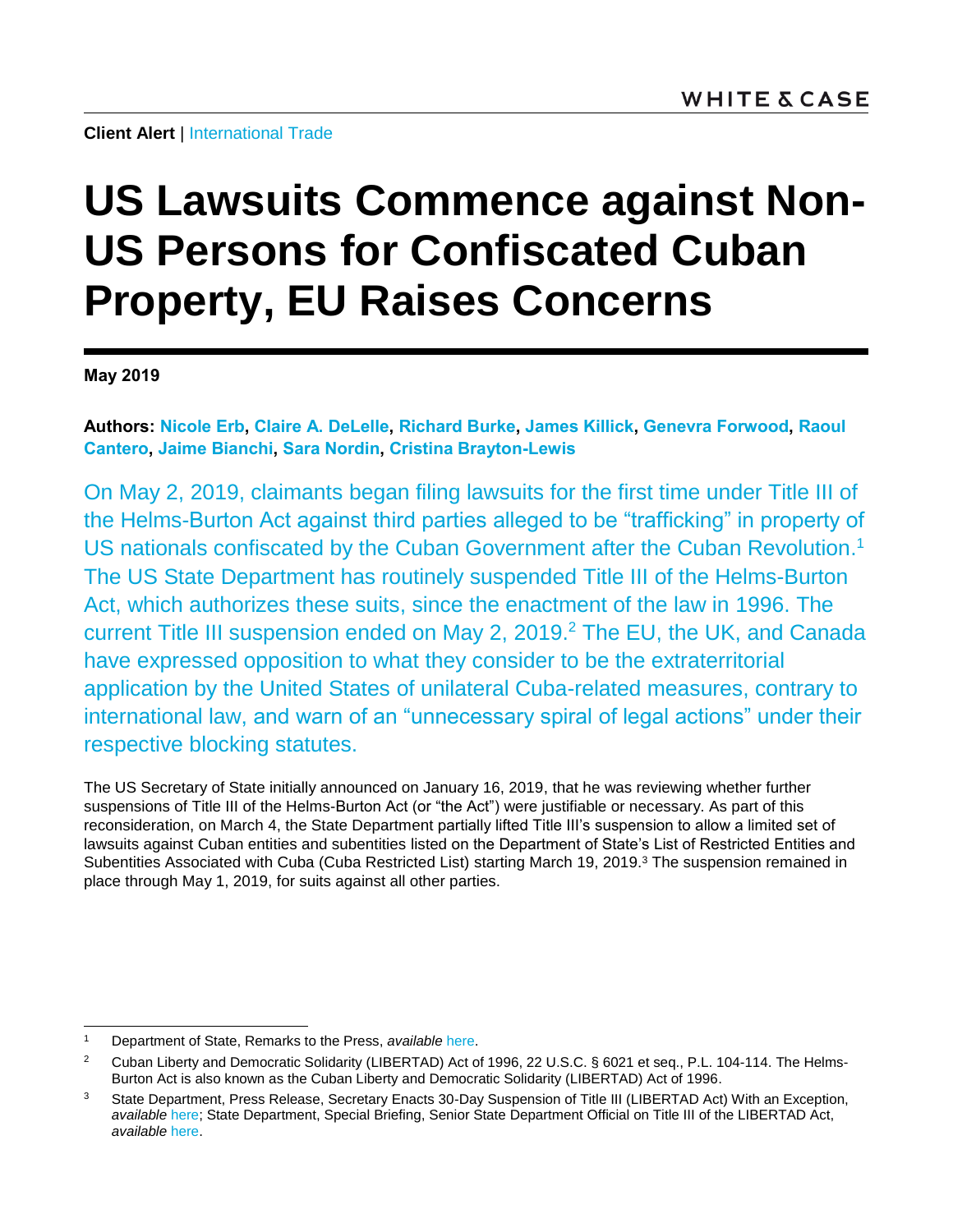**Client Alert** | International Trade

# US Lawsuits Commence against Non-US Persons for Confiscated Cuban Property, EU Raises Concerns

**May 2019**

**Authors: Nicole Erb, Claire A. DeLelle, Richard Burke, James Killick, Genevra Forwood, Raoul Cantero, Jaime Bianchi, Sara Nordin, Cristina Brayton-Lewis**

On May 2, 2019, claimants began filing lawsuits for the first time under Title III of the Helms-Burton Act against third parties alleged to be "trafficking" in property of US nationals confiscated by the Cuban Government after the Cuban Revolution.[1] The US State Department has routinely suspended Title III of the Helms-Burton Act, which authorizes these suits, since the enactment of the law in 1996. The current Title III suspension ended on May 2, 2019.[2] The EU, the UK, and Canada have expressed opposition to what they consider to be the extraterritorial application by the United States of unilateral Cuba-related measures, contrary to international law, and warn of an "unnecessary spiral of legal actions" under their respective blocking statutes.

The US Secretary of State initially announced on January 16, 2019, that he was reviewing whether further suspensions of Title III of the Helms-Burton Act (or "the Act") were justifiable or necessary. As part of this reconsideration, on March 4, the State Department partially lifted Title III's suspension to allow a limited set of lawsuits against Cuban entities and subentities listed on the Department of State's List of Restricted Entities and Subentities Associated with Cuba (Cuba Restricted List) starting March 19, 2019.[3] The suspension remained in place through May 1, 2019, for suits against all other parties.

---

[1] Department of State, Remarks to the Press, *available* here.

[2] Cuban Liberty and Democratic Solidarity (LIBERTAD) Act of 1996, 22 U.S.C. § 6021 et seq., P.L. 104-114. The Helms-Burton Act is also known as the Cuban Liberty and Democratic Solidarity (LIBERTAD) Act of 1996.

[3] State Department, Press Release, Secretary Enacts 30-Day Suspension of Title III (LIBERTAD Act) With an Exception, *available* here; State Department, Special Briefing, Senior State Department Official on Title III of the LIBERTAD Act, *available* here.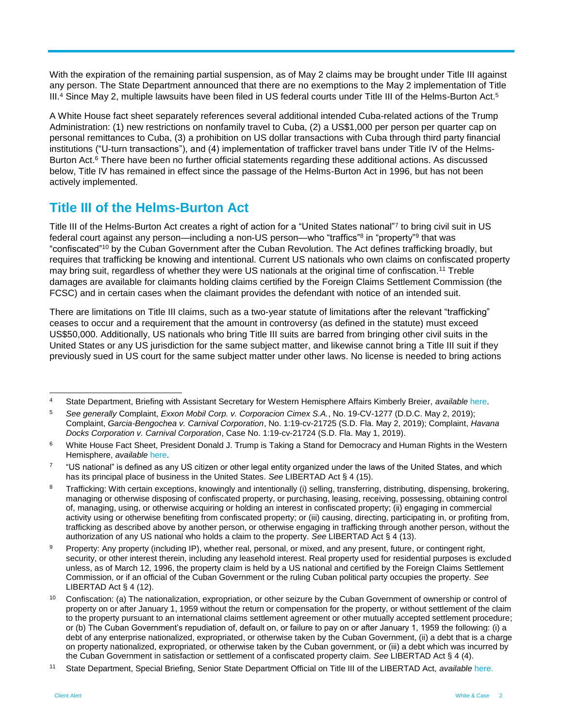With the expiration of the remaining partial suspension, as of May 2 claims may be brought under Title III against any person. The State Department announced that there are no exemptions to the May 2 implementation of Title III.[4] Since May 2, multiple lawsuits have been filed in US federal courts under Title III of the Helms-Burton Act.[5]

A White House fact sheet separately references several additional intended Cuba-related actions of the Trump Administration: (1) new restrictions on nonfamily travel to Cuba, (2) a US$1,000 per person per quarter cap on personal remittances to Cuba, (3) a prohibition on US dollar transactions with Cuba through third party financial institutions ("U-turn transactions"), and (4) implementation of trafficker travel bans under Title IV of the Helms-Burton Act.[6] There have been no further official statements regarding these additional actions. As discussed below, Title IV has remained in effect since the passage of the Helms-Burton Act in 1996, but has not been actively implemented.

## Title III of the Helms-Burton Act

Title III of the Helms-Burton Act creates a right of action for a "United States national"[7] to bring civil suit in US federal court against any person—including a non-US person—who "traffics"[8] in "property"[9] that was "confiscated"[10] by the Cuban Government after the Cuban Revolution. The Act defines trafficking broadly, but requires that trafficking be knowing and intentional. Current US nationals who own claims on confiscated property may bring suit, regardless of whether they were US nationals at the original time of confiscation.[11] Treble damages are available for claimants holding claims certified by the Foreign Claims Settlement Commission (the FCSC) and in certain cases when the claimant provides the defendant with notice of an intended suit.

There are limitations on Title III claims, such as a two-year statute of limitations after the relevant "trafficking" ceases to occur and a requirement that the amount in controversy (as defined in the statute) must exceed US$50,000. Additionally, US nationals who bring Title III suits are barred from bringing other civil suits in the United States or any US jurisdiction for the same subject matter, and likewise cannot bring a Title III suit if they previously sued in US court for the same subject matter under other laws. No license is needed to bring actions

---

[4] State Department, Briefing with Assistant Secretary for Western Hemisphere Affairs Kimberly Breier, *available* here.

[5] *See generally* Complaint, *Exxon Mobil Corp. v. Corporacion Cimex S.A.*, No. 19-CV-1277 (D.D.C. May 2, 2019); Complaint, *Garcia-Bengochea v. Carnival Corporation*, No. 1:19-cv-21725 (S.D. Fla. May 2, 2019); Complaint, *Havana Docks Corporation v. Carnival Corporation*, Case No. 1:19-cv-21724 (S.D. Fla. May 1, 2019).

[6] White House Fact Sheet, President Donald J. Trump is Taking a Stand for Democracy and Human Rights in the Western Hemisphere, *available* here.

[7] "US national" is defined as any US citizen or other legal entity organized under the laws of the United States, and which has its principal place of business in the United States. *See* LIBERTAD Act § 4 (15).

[8] Trafficking: With certain exceptions, knowingly and intentionally (i) selling, transferring, distributing, dispensing, brokering, managing or otherwise disposing of confiscated property, or purchasing, leasing, receiving, possessing, obtaining control of, managing, using, or otherwise acquiring or holding an interest in confiscated property; (ii) engaging in commercial activity using or otherwise benefiting from confiscated property; or (iii) causing, directing, participating in, or profiting from, trafficking as described above by another person, or otherwise engaging in trafficking through another person, without the authorization of any US national who holds a claim to the property. *See* LIBERTAD Act § 4 (13).

[9] Property: Any property (including IP), whether real, personal, or mixed, and any present, future, or contingent right, security, or other interest therein, including any leasehold interest. Real property used for residential purposes is excluded unless, as of March 12, 1996, the property claim is held by a US national and certified by the Foreign Claims Settlement Commission, or if an official of the Cuban Government or the ruling Cuban political party occupies the property. *See* LIBERTAD Act § 4 (12).

[10] Confiscation: (a) The nationalization, expropriation, or other seizure by the Cuban Government of ownership or control of property on or after January 1, 1959 without the return or compensation for the property, or without settlement of the claim to the property pursuant to an international claims settlement agreement or other mutually accepted settlement procedure; or (b) The Cuban Government's repudiation of, default on, or failure to pay on or after January 1, 1959 the following: (i) a debt of any enterprise nationalized, expropriated, or otherwise taken by the Cuban Government, (ii) a debt that is a charge on property nationalized, expropriated, or otherwise taken by the Cuban government, or (iii) a debt which was incurred by the Cuban Government in satisfaction or settlement of a confiscated property claim. *See* LIBERTAD Act § 4 (4).

[11] State Department, Special Briefing, Senior State Department Official on Title III of the LIBERTAD Act, *available* here.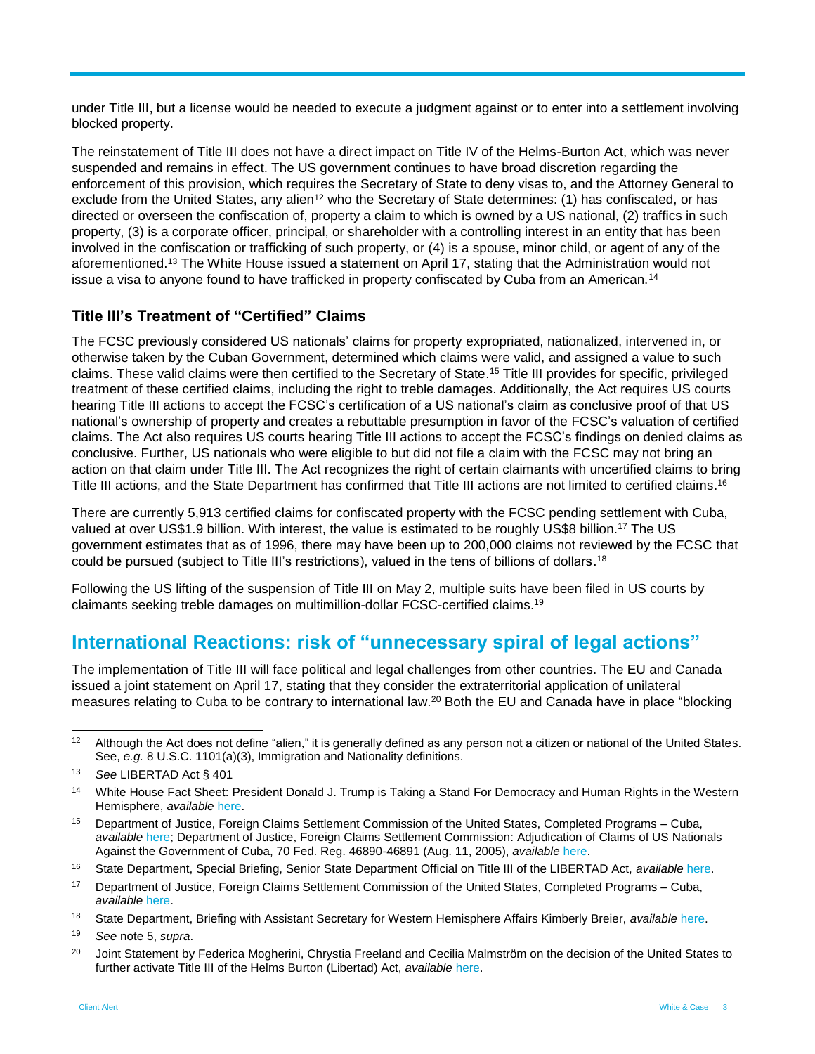under Title III, but a license would be needed to execute a judgment against or to enter into a settlement involving blocked property.

The reinstatement of Title III does not have a direct impact on Title IV of the Helms-Burton Act, which was never suspended and remains in effect. The US government continues to have broad discretion regarding the enforcement of this provision, which requires the Secretary of State to deny visas to, and the Attorney General to exclude from the United States, any alien[12] who the Secretary of State determines: (1) has confiscated, or has directed or overseen the confiscation of, property a claim to which is owned by a US national, (2) traffics in such property, (3) is a corporate officer, principal, or shareholder with a controlling interest in an entity that has been involved in the confiscation or trafficking of such property, or (4) is a spouse, minor child, or agent of any of the aforementioned.[13] The White House issued a statement on April 17, stating that the Administration would not issue a visa to anyone found to have trafficked in property confiscated by Cuba from an American.[14]

### Title III's Treatment of "Certified" Claims

The FCSC previously considered US nationals' claims for property expropriated, nationalized, intervened in, or otherwise taken by the Cuban Government, determined which claims were valid, and assigned a value to such claims. These valid claims were then certified to the Secretary of State.[15] Title III provides for specific, privileged treatment of these certified claims, including the right to treble damages. Additionally, the Act requires US courts hearing Title III actions to accept the FCSC's certification of a US national's claim as conclusive proof of that US national's ownership of property and creates a rebuttable presumption in favor of the FCSC's valuation of certified claims. The Act also requires US courts hearing Title III actions to accept the FCSC's findings on denied claims as conclusive. Further, US nationals who were eligible to but did not file a claim with the FCSC may not bring an action on that claim under Title III. The Act recognizes the right of certain claimants with uncertified claims to bring Title III actions, and the State Department has confirmed that Title III actions are not limited to certified claims.[16]

There are currently 5,913 certified claims for confiscated property with the FCSC pending settlement with Cuba, valued at over US$1.9 billion. With interest, the value is estimated to be roughly US$8 billion.[17] The US government estimates that as of 1996, there may have been up to 200,000 claims not reviewed by the FCSC that could be pursued (subject to Title III's restrictions), valued in the tens of billions of dollars.[18]

Following the US lifting of the suspension of Title III on May 2, multiple suits have been filed in US courts by claimants seeking treble damages on multimillion-dollar FCSC-certified claims.[19]

## International Reactions: risk of "unnecessary spiral of legal actions"

The implementation of Title III will face political and legal challenges from other countries. The EU and Canada issued a joint statement on April 17, stating that they consider the extraterritorial application of unilateral measures relating to Cuba to be contrary to international law.[20] Both the EU and Canada have in place "blocking

---

[12] Although the Act does not define "alien," it is generally defined as any person not a citizen or national of the United States. See, *e.g.* 8 U.S.C. 1101(a)(3), Immigration and Nationality definitions.

[13] *See* LIBERTAD Act § 401

[14] White House Fact Sheet: President Donald J. Trump is Taking a Stand For Democracy and Human Rights in the Western Hemisphere, *available* here.

[15] Department of Justice, Foreign Claims Settlement Commission of the United States, Completed Programs – Cuba, *available* here; Department of Justice, Foreign Claims Settlement Commission: Adjudication of Claims of US Nationals Against the Government of Cuba, 70 Fed. Reg. 46890-46891 (Aug. 11, 2005), *available* here.

[16] State Department, Special Briefing, Senior State Department Official on Title III of the LIBERTAD Act, *available* here.

[17] Department of Justice, Foreign Claims Settlement Commission of the United States, Completed Programs – Cuba, *available* here.

[18] State Department, Briefing with Assistant Secretary for Western Hemisphere Affairs Kimberly Breier, *available* here.

[19] *See* note 5, *supra*.

[20] Joint Statement by Federica Mogherini, Chrystia Freeland and Cecilia Malmström on the decision of the United States to further activate Title III of the Helms Burton (Libertad) Act, *available* here.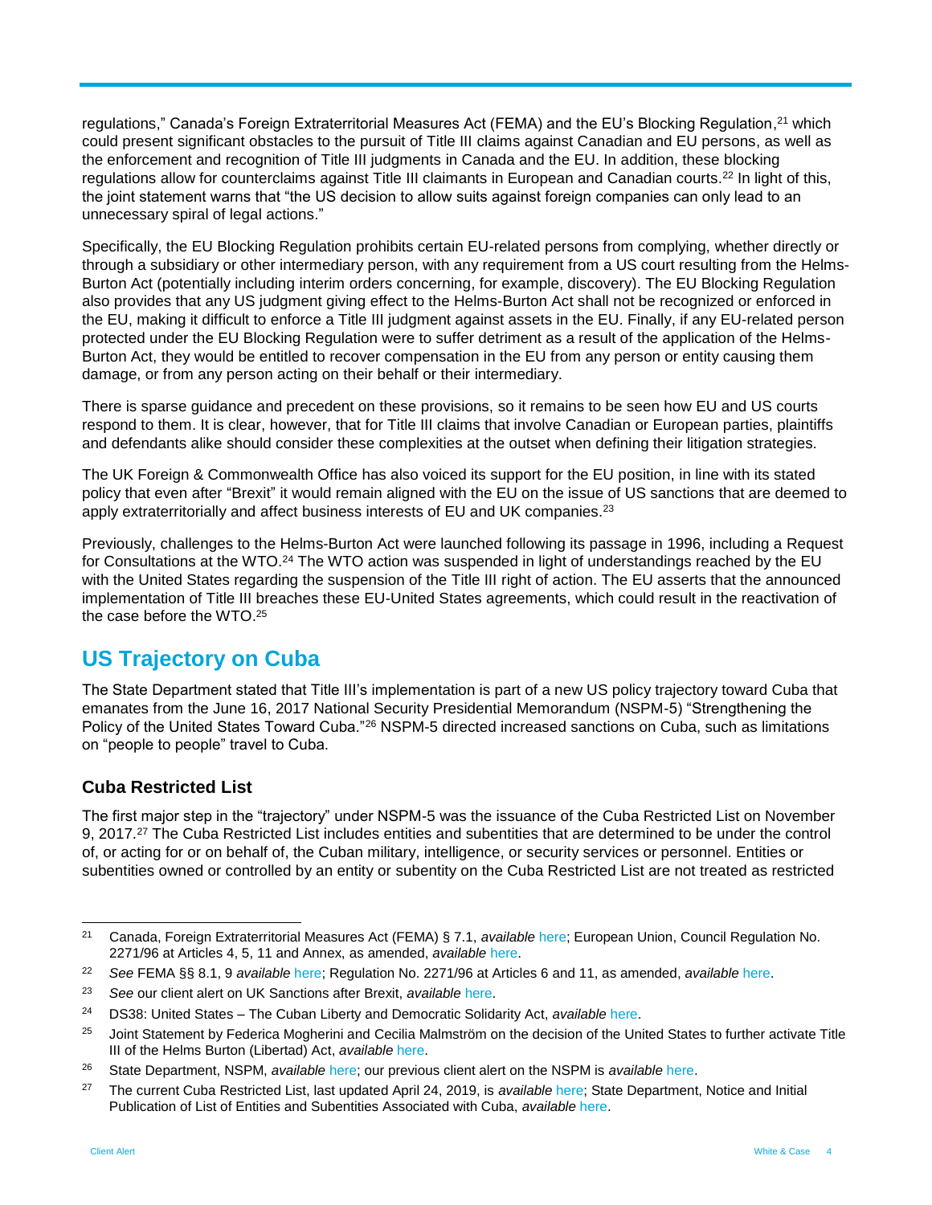regulations," Canada's Foreign Extraterritorial Measures Act (FEMA) and the EU's Blocking Regulation,[21] which could present significant obstacles to the pursuit of Title III claims against Canadian and EU persons, as well as the enforcement and recognition of Title III judgments in Canada and the EU. In addition, these blocking regulations allow for counterclaims against Title III claimants in European and Canadian courts.[22] In light of this, the joint statement warns that "the US decision to allow suits against foreign companies can only lead to an unnecessary spiral of legal actions."

Specifically, the EU Blocking Regulation prohibits certain EU-related persons from complying, whether directly or through a subsidiary or other intermediary person, with any requirement from a US court resulting from the Helms-Burton Act (potentially including interim orders concerning, for example, discovery). The EU Blocking Regulation also provides that any US judgment giving effect to the Helms-Burton Act shall not be recognized or enforced in the EU, making it difficult to enforce a Title III judgment against assets in the EU. Finally, if any EU-related person protected under the EU Blocking Regulation were to suffer detriment as a result of the application of the Helms-Burton Act, they would be entitled to recover compensation in the EU from any person or entity causing them damage, or from any person acting on their behalf or their intermediary.

There is sparse guidance and precedent on these provisions, so it remains to be seen how EU and US courts respond to them. It is clear, however, that for Title III claims that involve Canadian or European parties, plaintiffs and defendants alike should consider these complexities at the outset when defining their litigation strategies.

The UK Foreign & Commonwealth Office has also voiced its support for the EU position, in line with its stated policy that even after "Brexit" it would remain aligned with the EU on the issue of US sanctions that are deemed to apply extraterritorially and affect business interests of EU and UK companies.[23]

Previously, challenges to the Helms-Burton Act were launched following its passage in 1996, including a Request for Consultations at the WTO.[24] The WTO action was suspended in light of understandings reached by the EU with the United States regarding the suspension of the Title III right of action. The EU asserts that the announced implementation of Title III breaches these EU-United States agreements, which could result in the reactivation of the case before the WTO.[25]

## US Trajectory on Cuba

The State Department stated that Title III's implementation is part of a new US policy trajectory toward Cuba that emanates from the June 16, 2017 National Security Presidential Memorandum (NSPM-5) "Strengthening the Policy of the United States Toward Cuba."[26] NSPM-5 directed increased sanctions on Cuba, such as limitations on "people to people" travel to Cuba.

### Cuba Restricted List

The first major step in the "trajectory" under NSPM-5 was the issuance of the Cuba Restricted List on November 9, 2017.[27] The Cuba Restricted List includes entities and subentities that are determined to be under the control of, or acting for or on behalf of, the Cuban military, intelligence, or security services or personnel. Entities or subentities owned or controlled by an entity or subentity on the Cuba Restricted List are not treated as restricted

---

[21] Canada, Foreign Extraterritorial Measures Act (FEMA) § 7.1, *available* here; European Union, Council Regulation No. 2271/96 at Articles 4, 5, 11 and Annex, as amended, *available* here.

[22] *See* FEMA §§ 8.1, 9 *available* here; Regulation No. 2271/96 at Articles 6 and 11, as amended, *available* here.

[23] *See* our client alert on UK Sanctions after Brexit, *available* here.

[24] DS38: United States – The Cuban Liberty and Democratic Solidarity Act, *available* here.

[25] Joint Statement by Federica Mogherini and Cecilia Malmström on the decision of the United States to further activate Title III of the Helms Burton (Libertad) Act, *available* here.

[26] State Department, NSPM, *available* here; our previous client alert on the NSPM is *available* here.

[27] The current Cuba Restricted List, last updated April 24, 2019, is *available* here; State Department, Notice and Initial Publication of List of Entities and Subentities Associated with Cuba, *available* here.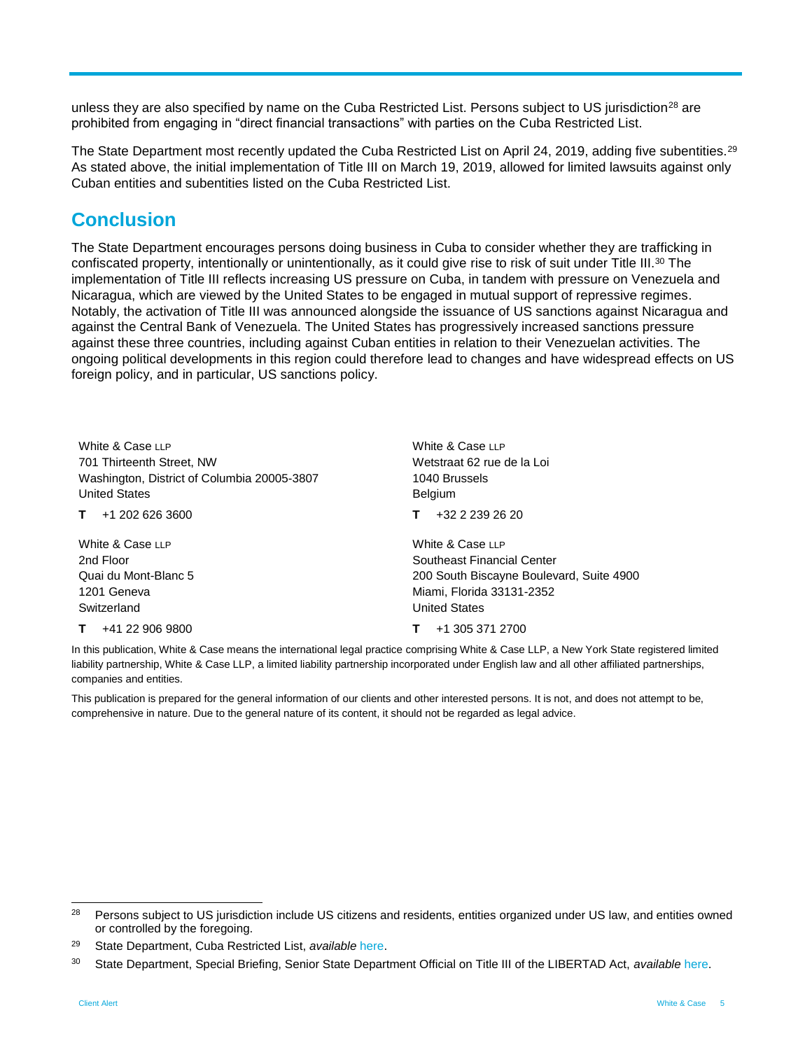unless they are also specified by name on the Cuba Restricted List. Persons subject to US jurisdiction[28] are prohibited from engaging in "direct financial transactions" with parties on the Cuba Restricted List.

The State Department most recently updated the Cuba Restricted List on April 24, 2019, adding five subentities.[29] As stated above, the initial implementation of Title III on March 19, 2019, allowed for limited lawsuits against only Cuban entities and subentities listed on the Cuba Restricted List.

## Conclusion

The State Department encourages persons doing business in Cuba to consider whether they are trafficking in confiscated property, intentionally or unintentionally, as it could give rise to risk of suit under Title III.[30] The implementation of Title III reflects increasing US pressure on Cuba, in tandem with pressure on Venezuela and Nicaragua, which are viewed by the United States to be engaged in mutual support of repressive regimes. Notably, the activation of Title III was announced alongside the issuance of US sanctions against Nicaragua and against the Central Bank of Venezuela. The United States has progressively increased sanctions pressure against these three countries, including against Cuban entities in relation to their Venezuelan activities. The ongoing political developments in this region could therefore lead to changes and have widespread effects on US foreign policy, and in particular, US sanctions policy.

White & Case LLP
701 Thirteenth Street, NW
Washington, District of Columbia 20005-3807
United States

**T** +1 202 626 3600

White & Case LLP
Wetstraat 62 rue de la Loi
1040 Brussels
Belgium

**T** +32 2 239 26 20

White & Case LLP
2nd Floor
Quai du Mont-Blanc 5
1201 Geneva
Switzerland

**T** +41 22 906 9800

White & Case LLP
Southeast Financial Center
200 South Biscayne Boulevard, Suite 4900
Miami, Florida 33131-2352
United States

**T** +1 305 371 2700

In this publication, White & Case means the international legal practice comprising White & Case LLP, a New York State registered limited liability partnership, White & Case LLP, a limited liability partnership incorporated under English law and all other affiliated partnerships, companies and entities.

This publication is prepared for the general information of our clients and other interested persons. It is not, and does not attempt to be, comprehensive in nature. Due to the general nature of its content, it should not be regarded as legal advice.

---

[28] Persons subject to US jurisdiction include US citizens and residents, entities organized under US law, and entities owned or controlled by the foregoing.

[29] State Department, Cuba Restricted List, *available* here.

[30] State Department, Special Briefing, Senior State Department Official on Title III of the LIBERTAD Act, *available* here.